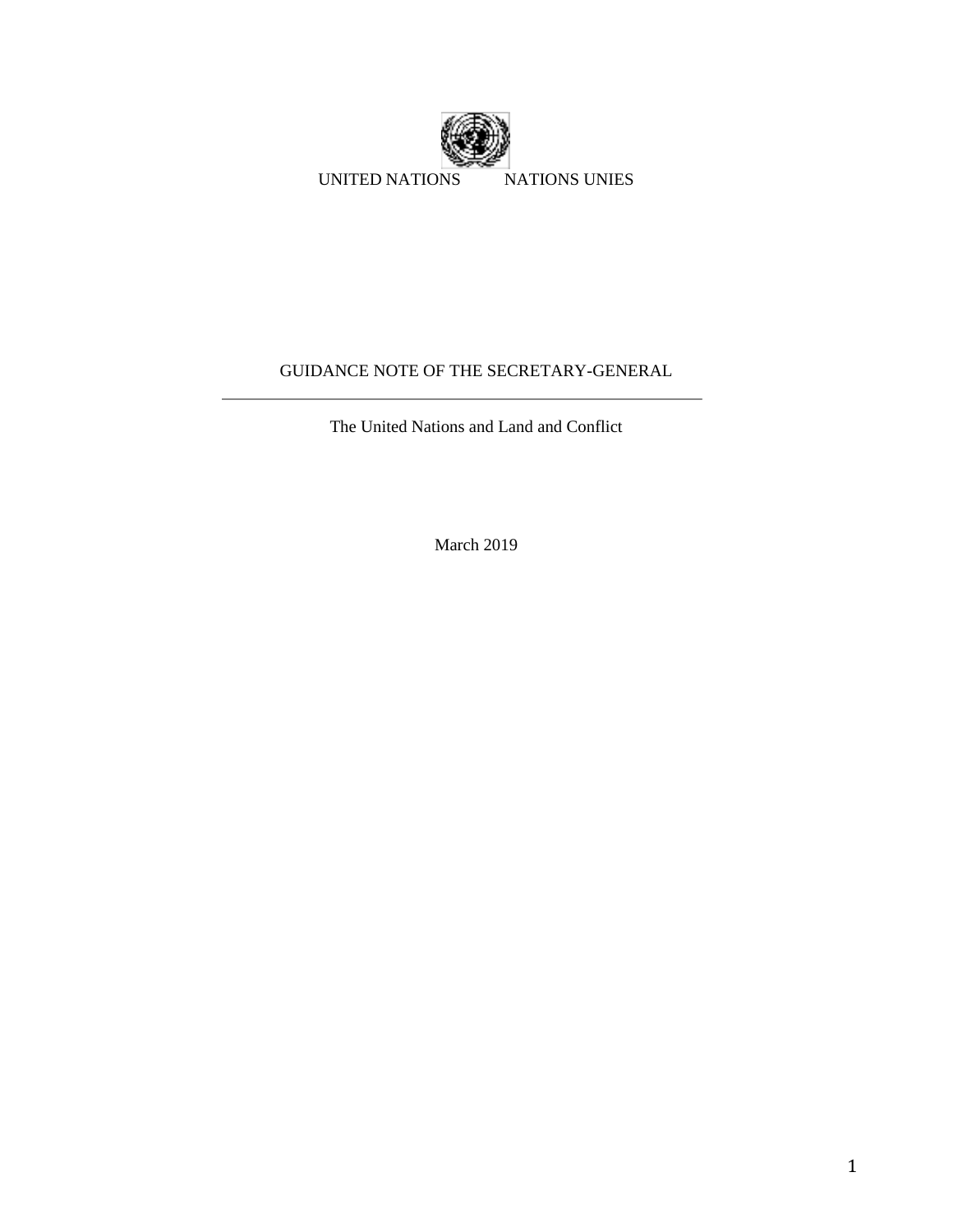UNITED NATIONS NATIONS UNIES

# GUIDANCE NOTE OF THE SECRETARY-GENERAL

---

The United Nations and Land and Conflict

March 2019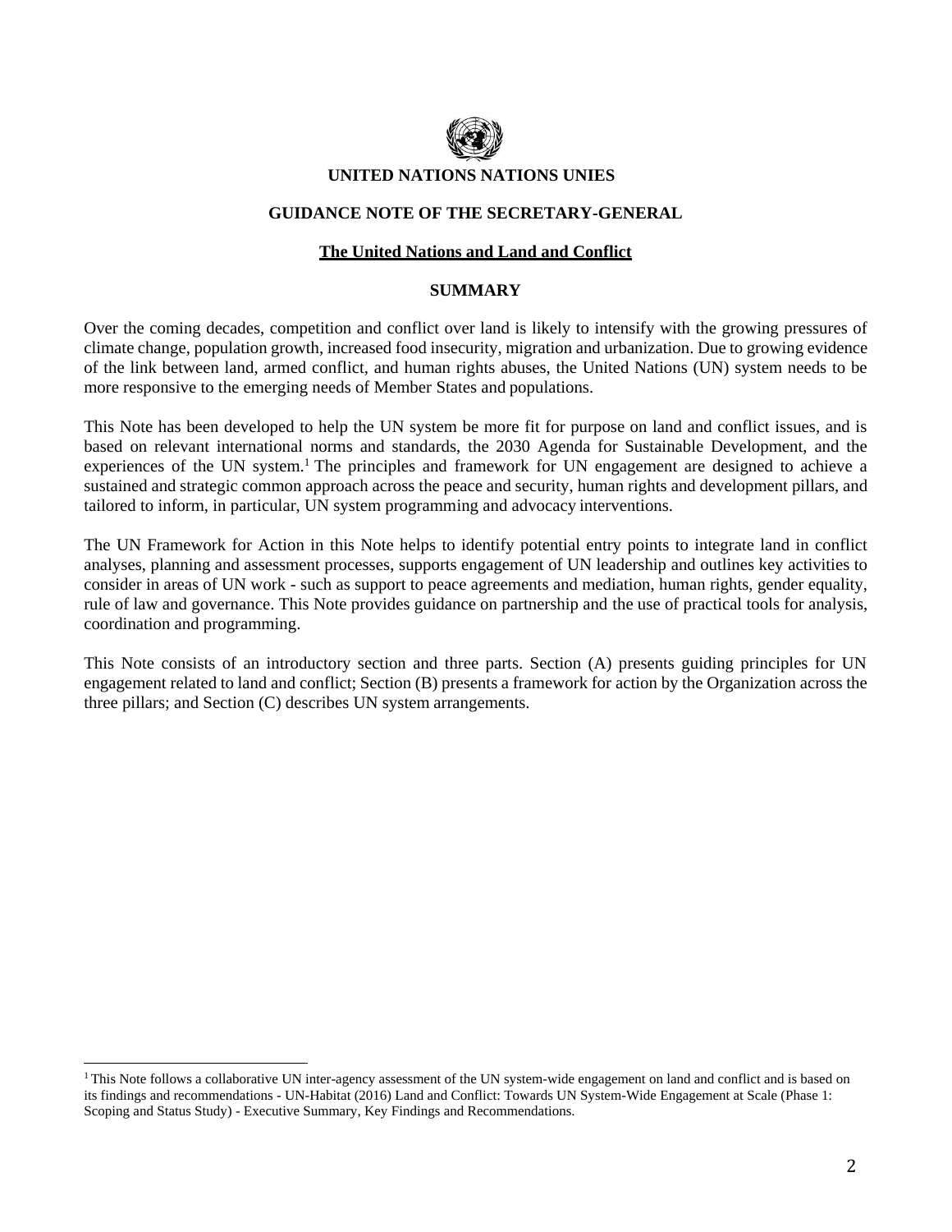**UNITED NATIONS NATIONS UNIES**

**GUIDANCE NOTE OF THE SECRETARY-GENERAL**

# The United Nations and Land and Conflict

## SUMMARY

Over the coming decades, competition and conflict over land is likely to intensify with the growing pressures of climate change, population growth, increased food insecurity, migration and urbanization. Due to growing evidence of the link between land, armed conflict, and human rights abuses, the United Nations (UN) system needs to be more responsive to the emerging needs of Member States and populations.

This Note has been developed to help the UN system be more fit for purpose on land and conflict issues, and is based on relevant international norms and standards, the 2030 Agenda for Sustainable Development, and the experiences of the UN system.[1] The principles and framework for UN engagement are designed to achieve a sustained and strategic common approach across the peace and security, human rights and development pillars, and tailored to inform, in particular, UN system programming and advocacy interventions.

The UN Framework for Action in this Note helps to identify potential entry points to integrate land in conflict analyses, planning and assessment processes, supports engagement of UN leadership and outlines key activities to consider in areas of UN work - such as support to peace agreements and mediation, human rights, gender equality, rule of law and governance. This Note provides guidance on partnership and the use of practical tools for analysis, coordination and programming.

This Note consists of an introductory section and three parts. Section (A) presents guiding principles for UN engagement related to land and conflict; Section (B) presents a framework for action by the Organization across the three pillars; and Section (C) describes UN system arrangements.

---

[1] This Note follows a collaborative UN inter-agency assessment of the UN system-wide engagement on land and conflict and is based on its findings and recommendations - UN-Habitat (2016) Land and Conflict: Towards UN System-Wide Engagement at Scale (Phase 1: Scoping and Status Study) - Executive Summary, Key Findings and Recommendations.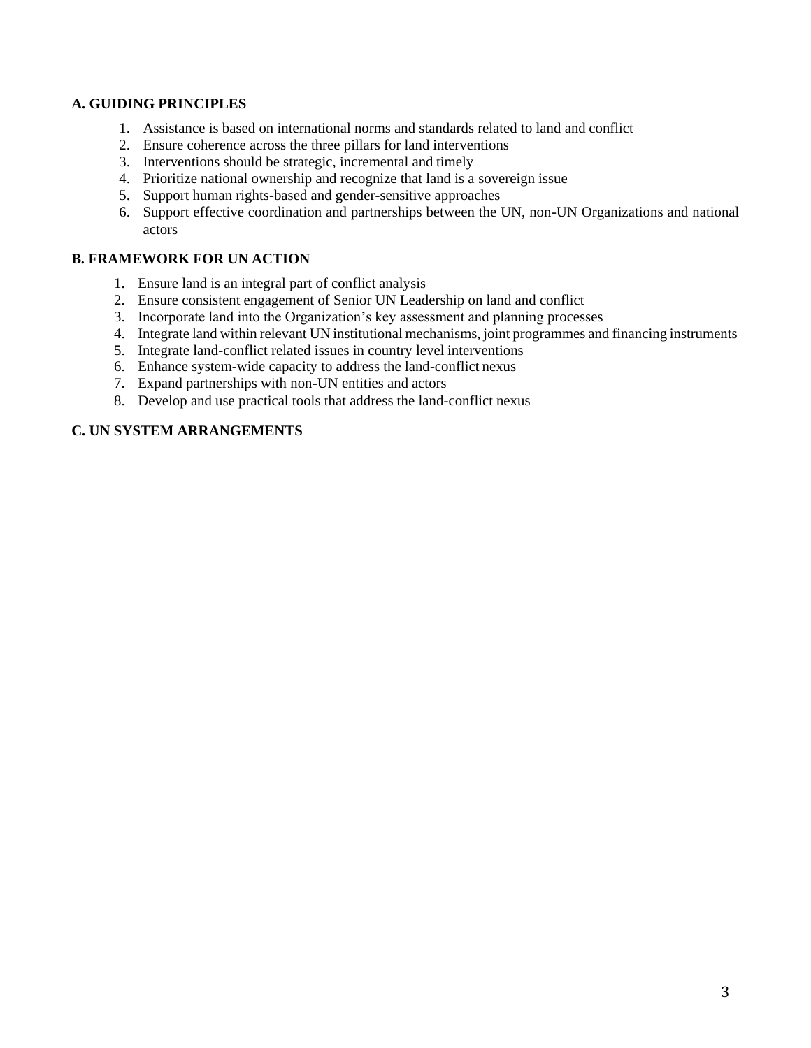**A. GUIDING PRINCIPLES**

1. Assistance is based on international norms and standards related to land and conflict
2. Ensure coherence across the three pillars for land interventions
3. Interventions should be strategic, incremental and timely
4. Prioritize national ownership and recognize that land is a sovereign issue
5. Support human rights-based and gender-sensitive approaches
6. Support effective coordination and partnerships between the UN, non-UN Organizations and national actors

**B. FRAMEWORK FOR UN ACTION**

1. Ensure land is an integral part of conflict analysis
2. Ensure consistent engagement of Senior UN Leadership on land and conflict
3. Incorporate land into the Organization's key assessment and planning processes
4. Integrate land within relevant UN institutional mechanisms, joint programmes and financing instruments
5. Integrate land-conflict related issues in country level interventions
6. Enhance system-wide capacity to address the land-conflict nexus
7. Expand partnerships with non-UN entities and actors
8. Develop and use practical tools that address the land-conflict nexus

**C. UN SYSTEM ARRANGEMENTS**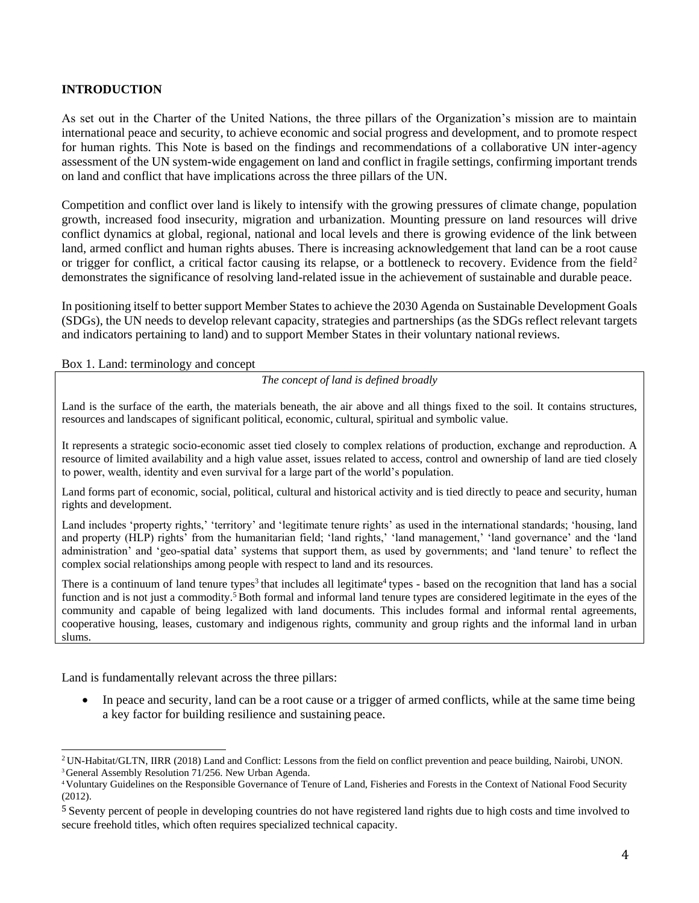## INTRODUCTION

As set out in the Charter of the United Nations, the three pillars of the Organization's mission are to maintain international peace and security, to achieve economic and social progress and development, and to promote respect for human rights. This Note is based on the findings and recommendations of a collaborative UN inter-agency assessment of the UN system-wide engagement on land and conflict in fragile settings, confirming important trends on land and conflict that have implications across the three pillars of the UN.

Competition and conflict over land is likely to intensify with the growing pressures of climate change, population growth, increased food insecurity, migration and urbanization. Mounting pressure on land resources will drive conflict dynamics at global, regional, national and local levels and there is growing evidence of the link between land, armed conflict and human rights abuses. There is increasing acknowledgement that land can be a root cause or trigger for conflict, a critical factor causing its relapse, or a bottleneck to recovery. Evidence from the field[2] demonstrates the significance of resolving land-related issue in the achievement of sustainable and durable peace.

In positioning itself to better support Member States to achieve the 2030 Agenda on Sustainable Development Goals (SDGs), the UN needs to develop relevant capacity, strategies and partnerships (as the SDGs reflect relevant targets and indicators pertaining to land) and to support Member States in their voluntary national reviews.

Box 1. Land: terminology and concept

*The concept of land is defined broadly*

Land is the surface of the earth, the materials beneath, the air above and all things fixed to the soil. It contains structures, resources and landscapes of significant political, economic, cultural, spiritual and symbolic value.

It represents a strategic socio-economic asset tied closely to complex relations of production, exchange and reproduction. A resource of limited availability and a high value asset, issues related to access, control and ownership of land are tied closely to power, wealth, identity and even survival for a large part of the world's population.

Land forms part of economic, social, political, cultural and historical activity and is tied directly to peace and security, human rights and development.

Land includes 'property rights,' 'territory' and 'legitimate tenure rights' as used in the international standards; 'housing, land and property (HLP) rights' from the humanitarian field; 'land rights,' 'land management,' 'land governance' and the 'land administration' and 'geo-spatial data' systems that support them, as used by governments; and 'land tenure' to reflect the complex social relationships among people with respect to land and its resources.

There is a continuum of land tenure types[3] that includes all legitimate[4] types - based on the recognition that land has a social function and is not just a commodity.[5] Both formal and informal land tenure types are considered legitimate in the eyes of the community and capable of being legalized with land documents. This includes formal and informal rental agreements, cooperative housing, leases, customary and indigenous rights, community and group rights and the informal land in urban slums.

Land is fundamentally relevant across the three pillars:

- In peace and security, land can be a root cause or a trigger of armed conflicts, while at the same time being a key factor for building resilience and sustaining peace.

---

[2] UN-Habitat/GLTN, IIRR (2018) Land and Conflict: Lessons from the field on conflict prevention and peace building, Nairobi, UNON.

[3] General Assembly Resolution 71/256. New Urban Agenda.

[4] Voluntary Guidelines on the Responsible Governance of Tenure of Land, Fisheries and Forests in the Context of National Food Security (2012).

[5] Seventy percent of people in developing countries do not have registered land rights due to high costs and time involved to secure freehold titles, which often requires specialized technical capacity.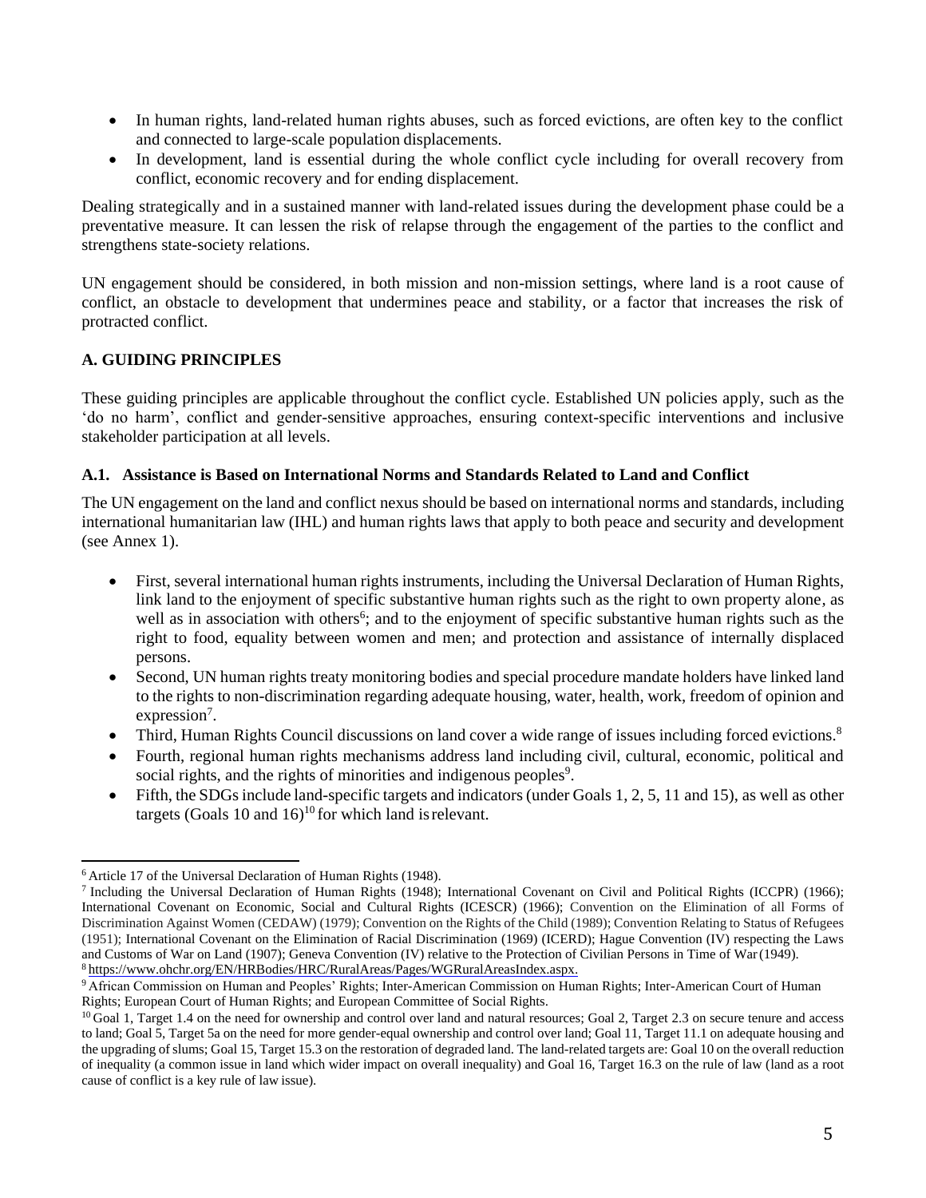- In human rights, land-related human rights abuses, such as forced evictions, are often key to the conflict and connected to large-scale population displacements.
- In development, land is essential during the whole conflict cycle including for overall recovery from conflict, economic recovery and for ending displacement.

Dealing strategically and in a sustained manner with land-related issues during the development phase could be a preventative measure. It can lessen the risk of relapse through the engagement of the parties to the conflict and strengthens state-society relations.

UN engagement should be considered, in both mission and non-mission settings, where land is a root cause of conflict, an obstacle to development that undermines peace and stability, or a factor that increases the risk of protracted conflict.

## A. GUIDING PRINCIPLES

These guiding principles are applicable throughout the conflict cycle. Established UN policies apply, such as the 'do no harm', conflict and gender-sensitive approaches, ensuring context-specific interventions and inclusive stakeholder participation at all levels.

### A.1. Assistance is Based on International Norms and Standards Related to Land and Conflict

The UN engagement on the land and conflict nexus should be based on international norms and standards, including international humanitarian law (IHL) and human rights laws that apply to both peace and security and development (see Annex 1).

- First, several international human rights instruments, including the Universal Declaration of Human Rights, link land to the enjoyment of specific substantive human rights such as the right to own property alone, as well as in association with others[6]; and to the enjoyment of specific substantive human rights such as the right to food, equality between women and men; and protection and assistance of internally displaced persons.
- Second, UN human rights treaty monitoring bodies and special procedure mandate holders have linked land to the rights to non-discrimination regarding adequate housing, water, health, work, freedom of opinion and expression[7].
- Third, Human Rights Council discussions on land cover a wide range of issues including forced evictions.[8]
- Fourth, regional human rights mechanisms address land including civil, cultural, economic, political and social rights, and the rights of minorities and indigenous peoples[9].
- Fifth, the SDGs include land-specific targets and indicators (under Goals 1, 2, 5, 11 and 15), as well as other targets (Goals 10 and 16)[10] for which land is relevant.

---

[6] Article 17 of the Universal Declaration of Human Rights (1948).

[7] Including the Universal Declaration of Human Rights (1948); International Covenant on Civil and Political Rights (ICCPR) (1966); International Covenant on Economic, Social and Cultural Rights (ICESCR) (1966); Convention on the Elimination of all Forms of Discrimination Against Women (CEDAW) (1979); Convention on the Rights of the Child (1989); Convention Relating to Status of Refugees (1951); International Covenant on the Elimination of Racial Discrimination (1969) (ICERD); Hague Convention (IV) respecting the Laws and Customs of War on Land (1907); Geneva Convention (IV) relative to the Protection of Civilian Persons in Time of War (1949).

[8] https://www.ohchr.org/EN/HRBodies/HRC/RuralAreas/Pages/WGRuralAreasIndex.aspx.

[9] African Commission on Human and Peoples' Rights; Inter-American Commission on Human Rights; Inter-American Court of Human Rights; European Court of Human Rights; and European Committee of Social Rights.

[10] Goal 1, Target 1.4 on the need for ownership and control over land and natural resources; Goal 2, Target 2.3 on secure tenure and access to land; Goal 5, Target 5a on the need for more gender-equal ownership and control over land; Goal 11, Target 11.1 on adequate housing and the upgrading of slums; Goal 15, Target 15.3 on the restoration of degraded land. The land-related targets are: Goal 10 on the overall reduction of inequality (a common issue in land which wider impact on overall inequality) and Goal 16, Target 16.3 on the rule of law (land as a root cause of conflict is a key rule of law issue).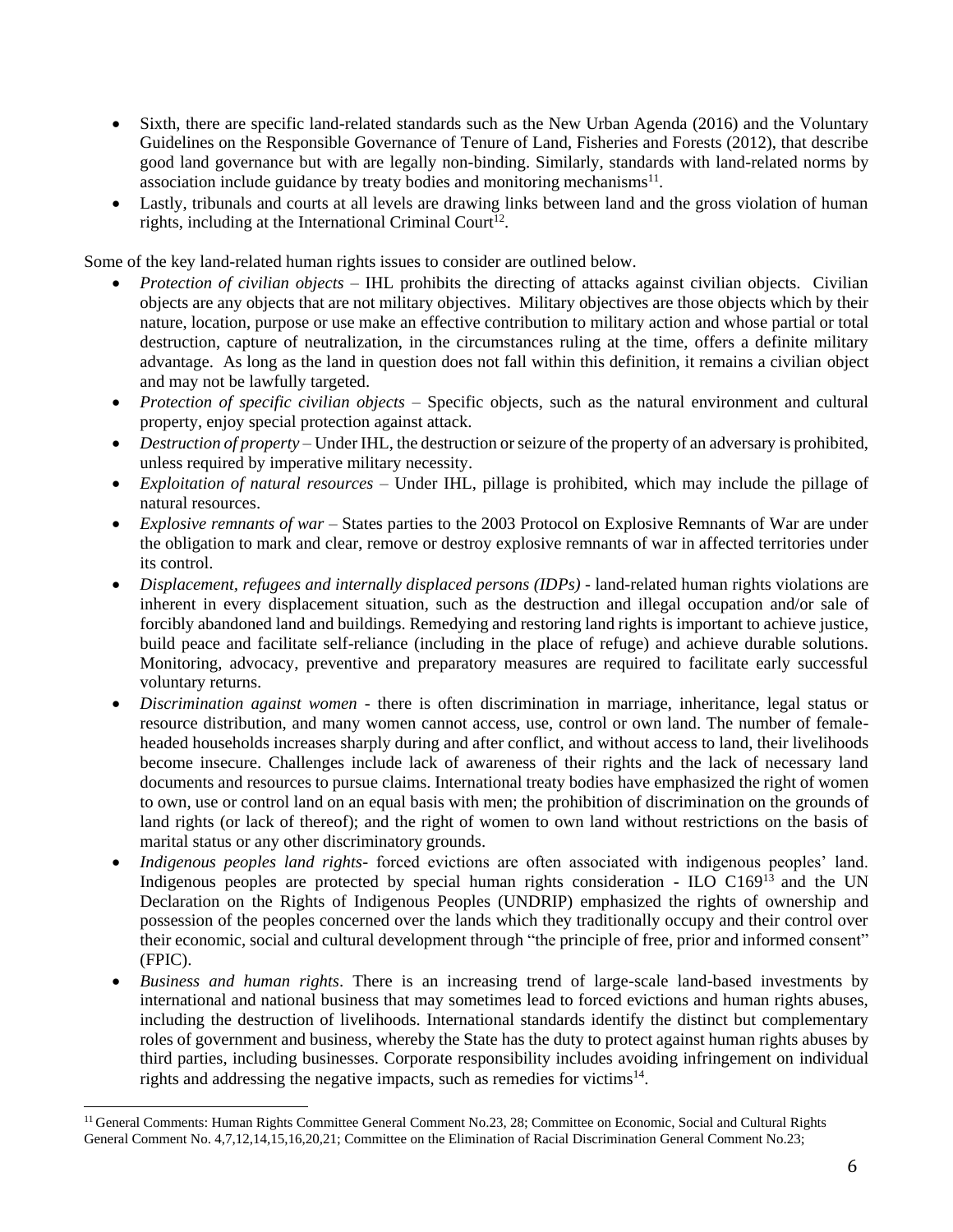- Sixth, there are specific land-related standards such as the New Urban Agenda (2016) and the Voluntary Guidelines on the Responsible Governance of Tenure of Land, Fisheries and Forests (2012), that describe good land governance but with are legally non-binding. Similarly, standards with land-related norms by association include guidance by treaty bodies and monitoring mechanisms[11].
- Lastly, tribunals and courts at all levels are drawing links between land and the gross violation of human rights, including at the International Criminal Court[12].

Some of the key land-related human rights issues to consider are outlined below.

- *Protection of civilian objects* – IHL prohibits the directing of attacks against civilian objects. Civilian objects are any objects that are not military objectives. Military objectives are those objects which by their nature, location, purpose or use make an effective contribution to military action and whose partial or total destruction, capture of neutralization, in the circumstances ruling at the time, offers a definite military advantage. As long as the land in question does not fall within this definition, it remains a civilian object and may not be lawfully targeted.
- *Protection of specific civilian objects* – Specific objects, such as the natural environment and cultural property, enjoy special protection against attack.
- *Destruction of property* – Under IHL, the destruction or seizure of the property of an adversary is prohibited, unless required by imperative military necessity.
- *Exploitation of natural resources* – Under IHL, pillage is prohibited, which may include the pillage of natural resources.
- *Explosive remnants of war* – States parties to the 2003 Protocol on Explosive Remnants of War are under the obligation to mark and clear, remove or destroy explosive remnants of war in affected territories under its control.
- *Displacement, refugees and internally displaced persons (IDPs)* - land-related human rights violations are inherent in every displacement situation, such as the destruction and illegal occupation and/or sale of forcibly abandoned land and buildings. Remedying and restoring land rights is important to achieve justice, build peace and facilitate self-reliance (including in the place of refuge) and achieve durable solutions. Monitoring, advocacy, preventive and preparatory measures are required to facilitate early successful voluntary returns.
- *Discrimination against women* - there is often discrimination in marriage, inheritance, legal status or resource distribution, and many women cannot access, use, control or own land. The number of female-headed households increases sharply during and after conflict, and without access to land, their livelihoods become insecure. Challenges include lack of awareness of their rights and the lack of necessary land documents and resources to pursue claims. International treaty bodies have emphasized the right of women to own, use or control land on an equal basis with men; the prohibition of discrimination on the grounds of land rights (or lack of thereof); and the right of women to own land without restrictions on the basis of marital status or any other discriminatory grounds.
- *Indigenous peoples land rights*- forced evictions are often associated with indigenous peoples' land. Indigenous peoples are protected by special human rights consideration - ILO C169[13] and the UN Declaration on the Rights of Indigenous Peoples (UNDRIP) emphasized the rights of ownership and possession of the peoples concerned over the lands which they traditionally occupy and their control over their economic, social and cultural development through "the principle of free, prior and informed consent" (FPIC).
- *Business and human rights*. There is an increasing trend of large-scale land-based investments by international and national business that may sometimes lead to forced evictions and human rights abuses, including the destruction of livelihoods. International standards identify the distinct but complementary roles of government and business, whereby the State has the duty to protect against human rights abuses by third parties, including businesses. Corporate responsibility includes avoiding infringement on individual rights and addressing the negative impacts, such as remedies for victims[14].

[11] General Comments: Human Rights Committee General Comment No.23, 28; Committee on Economic, Social and Cultural Rights General Comment No. 4,7,12,14,15,16,20,21; Committee on the Elimination of Racial Discrimination General Comment No.23;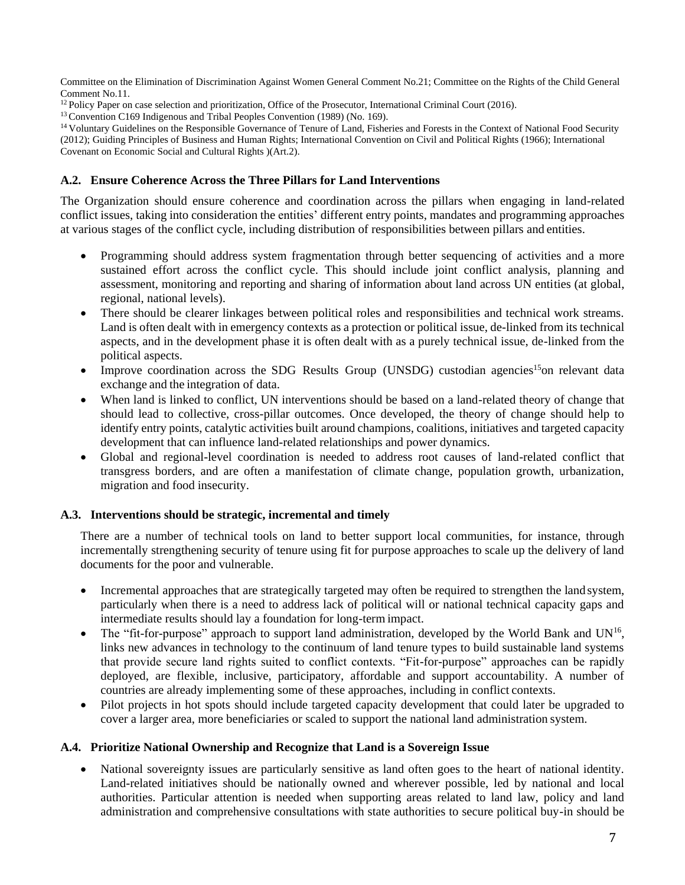Committee on the Elimination of Discrimination Against Women General Comment No.21; Committee on the Rights of the Child General Comment No.11.

[12] Policy Paper on case selection and prioritization, Office of the Prosecutor, International Criminal Court (2016).

[13] Convention C169 Indigenous and Tribal Peoples Convention (1989) (No. 169).

[14] Voluntary Guidelines on the Responsible Governance of Tenure of Land, Fisheries and Forests in the Context of National Food Security (2012); Guiding Principles of Business and Human Rights; International Convention on Civil and Political Rights (1966); International Covenant on Economic Social and Cultural Rights )(Art.2).

### A.2. Ensure Coherence Across the Three Pillars for Land Interventions

The Organization should ensure coherence and coordination across the pillars when engaging in land-related conflict issues, taking into consideration the entities' different entry points, mandates and programming approaches at various stages of the conflict cycle, including distribution of responsibilities between pillars and entities.

- Programming should address system fragmentation through better sequencing of activities and a more sustained effort across the conflict cycle. This should include joint conflict analysis, planning and assessment, monitoring and reporting and sharing of information about land across UN entities (at global, regional, national levels).
- There should be clearer linkages between political roles and responsibilities and technical work streams. Land is often dealt with in emergency contexts as a protection or political issue, de-linked from its technical aspects, and in the development phase it is often dealt with as a purely technical issue, de-linked from the political aspects.
- Improve coordination across the SDG Results Group (UNSDG) custodian agencies[15]on relevant data exchange and the integration of data.
- When land is linked to conflict, UN interventions should be based on a land-related theory of change that should lead to collective, cross-pillar outcomes. Once developed, the theory of change should help to identify entry points, catalytic activities built around champions, coalitions, initiatives and targeted capacity development that can influence land-related relationships and power dynamics.
- Global and regional-level coordination is needed to address root causes of land-related conflict that transgress borders, and are often a manifestation of climate change, population growth, urbanization, migration and food insecurity.

### A.3. Interventions should be strategic, incremental and timely

There are a number of technical tools on land to better support local communities, for instance, through incrementally strengthening security of tenure using fit for purpose approaches to scale up the delivery of land documents for the poor and vulnerable.

- Incremental approaches that are strategically targeted may often be required to strengthen the land system, particularly when there is a need to address lack of political will or national technical capacity gaps and intermediate results should lay a foundation for long-term impact.
- The "fit-for-purpose" approach to support land administration, developed by the World Bank and UN[16], links new advances in technology to the continuum of land tenure types to build sustainable land systems that provide secure land rights suited to conflict contexts. "Fit-for-purpose" approaches can be rapidly deployed, are flexible, inclusive, participatory, affordable and support accountability. A number of countries are already implementing some of these approaches, including in conflict contexts.
- Pilot projects in hot spots should include targeted capacity development that could later be upgraded to cover a larger area, more beneficiaries or scaled to support the national land administration system.

### A.4. Prioritize National Ownership and Recognize that Land is a Sovereign Issue

- National sovereignty issues are particularly sensitive as land often goes to the heart of national identity. Land-related initiatives should be nationally owned and wherever possible, led by national and local authorities. Particular attention is needed when supporting areas related to land law, policy and land administration and comprehensive consultations with state authorities to secure political buy-in should be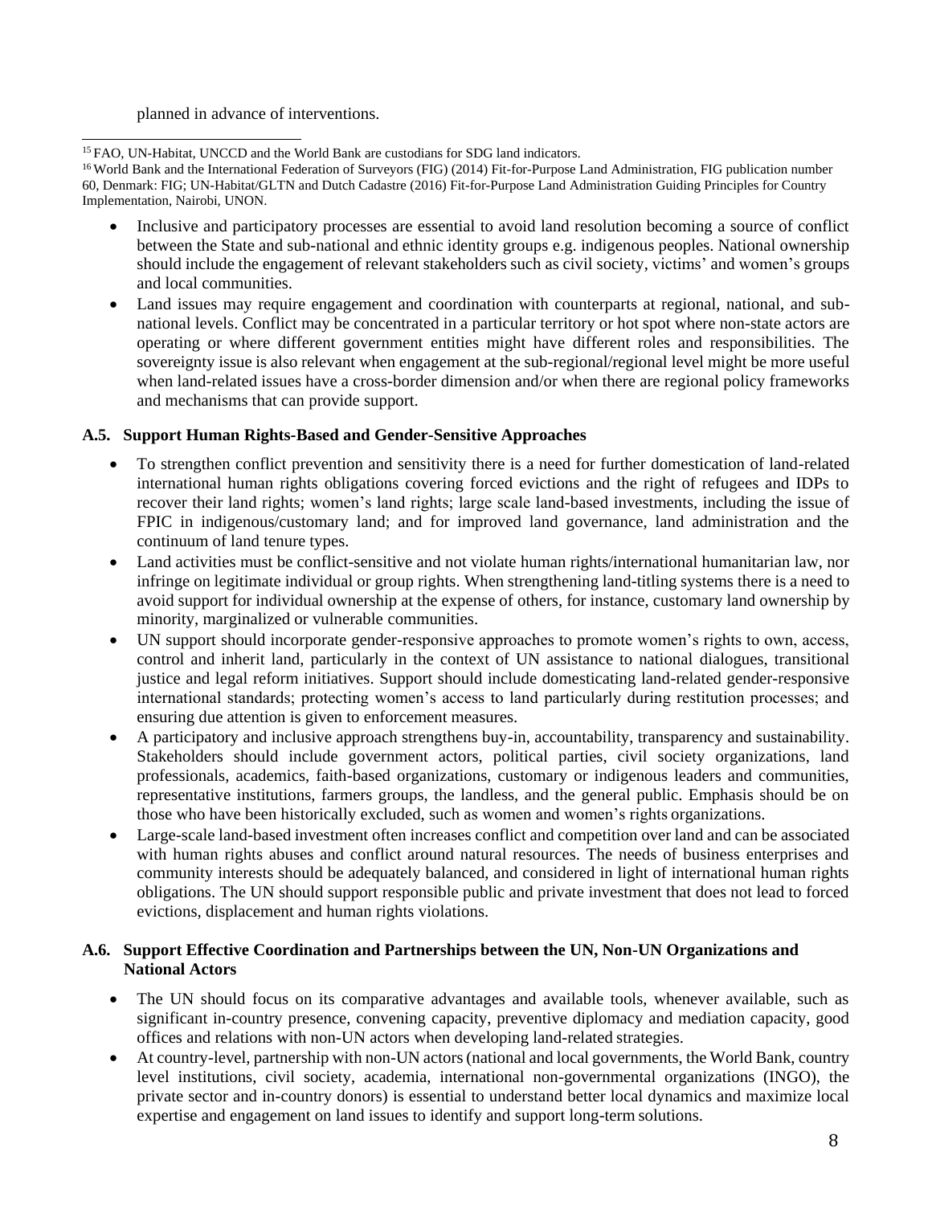planned in advance of interventions.

[15] FAO, UN-Habitat, UNCCD and the World Bank are custodians for SDG land indicators.

[16] World Bank and the International Federation of Surveyors (FIG) (2014) Fit-for-Purpose Land Administration, FIG publication number 60, Denmark: FIG; UN-Habitat/GLTN and Dutch Cadastre (2016) Fit-for-Purpose Land Administration Guiding Principles for Country Implementation, Nairobi, UNON.

- Inclusive and participatory processes are essential to avoid land resolution becoming a source of conflict between the State and sub-national and ethnic identity groups e.g. indigenous peoples. National ownership should include the engagement of relevant stakeholders such as civil society, victims' and women's groups and local communities.
- Land issues may require engagement and coordination with counterparts at regional, national, and sub-national levels. Conflict may be concentrated in a particular territory or hot spot where non-state actors are operating or where different government entities might have different roles and responsibilities. The sovereignty issue is also relevant when engagement at the sub-regional/regional level might be more useful when land-related issues have a cross-border dimension and/or when there are regional policy frameworks and mechanisms that can provide support.

### A.5. Support Human Rights-Based and Gender-Sensitive Approaches

- To strengthen conflict prevention and sensitivity there is a need for further domestication of land-related international human rights obligations covering forced evictions and the right of refugees and IDPs to recover their land rights; women's land rights; large scale land-based investments, including the issue of FPIC in indigenous/customary land; and for improved land governance, land administration and the continuum of land tenure types.
- Land activities must be conflict-sensitive and not violate human rights/international humanitarian law, nor infringe on legitimate individual or group rights. When strengthening land-titling systems there is a need to avoid support for individual ownership at the expense of others, for instance, customary land ownership by minority, marginalized or vulnerable communities.
- UN support should incorporate gender-responsive approaches to promote women's rights to own, access, control and inherit land, particularly in the context of UN assistance to national dialogues, transitional justice and legal reform initiatives. Support should include domesticating land-related gender-responsive international standards; protecting women's access to land particularly during restitution processes; and ensuring due attention is given to enforcement measures.
- A participatory and inclusive approach strengthens buy-in, accountability, transparency and sustainability. Stakeholders should include government actors, political parties, civil society organizations, land professionals, academics, faith-based organizations, customary or indigenous leaders and communities, representative institutions, farmers groups, the landless, and the general public. Emphasis should be on those who have been historically excluded, such as women and women's rights organizations.
- Large-scale land-based investment often increases conflict and competition over land and can be associated with human rights abuses and conflict around natural resources. The needs of business enterprises and community interests should be adequately balanced, and considered in light of international human rights obligations. The UN should support responsible public and private investment that does not lead to forced evictions, displacement and human rights violations.

### A.6. Support Effective Coordination and Partnerships between the UN, Non-UN Organizations and National Actors

- The UN should focus on its comparative advantages and available tools, whenever available, such as significant in-country presence, convening capacity, preventive diplomacy and mediation capacity, good offices and relations with non-UN actors when developing land-related strategies.
- At country-level, partnership with non-UN actors (national and local governments, the World Bank, country level institutions, civil society, academia, international non-governmental organizations (INGO), the private sector and in-country donors) is essential to understand better local dynamics and maximize local expertise and engagement on land issues to identify and support long-term solutions.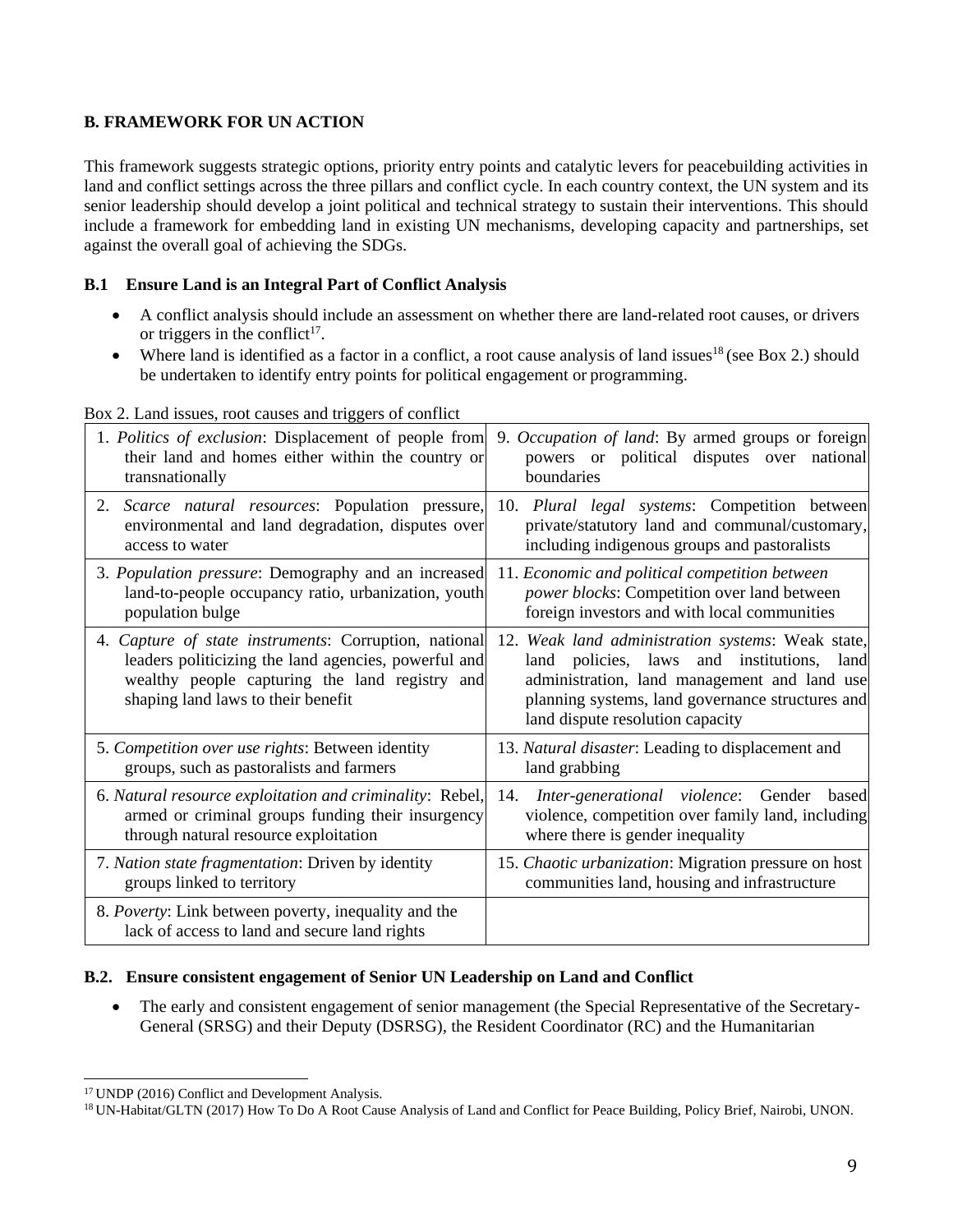## B. FRAMEWORK FOR UN ACTION

This framework suggests strategic options, priority entry points and catalytic levers for peacebuilding activities in land and conflict settings across the three pillars and conflict cycle. In each country context, the UN system and its senior leadership should develop a joint political and technical strategy to sustain their interventions. This should include a framework for embedding land in existing UN mechanisms, developing capacity and partnerships, set against the overall goal of achieving the SDGs.

### B.1 Ensure Land is an Integral Part of Conflict Analysis

- A conflict analysis should include an assessment on whether there are land-related root causes, or drivers or triggers in the conflict[17].
- Where land is identified as a factor in a conflict, a root cause analysis of land issues[18] (see Box 2.) should be undertaken to identify entry points for political engagement or programming.

Box 2. Land issues, root causes and triggers of conflict

| | |
|---|---|
| 1. *Politics of exclusion*: Displacement of people from their land and homes either within the country or transnationally | 9. *Occupation of land*: By armed groups or foreign powers or political disputes over national boundaries |
| 2. *Scarce natural resources*: Population pressure, environmental and land degradation, disputes over access to water | 10. *Plural legal systems*: Competition between private/statutory land and communal/customary, including indigenous groups and pastoralists |
| 3. *Population pressure*: Demography and an increased land-to-people occupancy ratio, urbanization, youth population bulge | 11. *Economic and political competition between power blocks*: Competition over land between foreign investors and with local communities |
| 4. *Capture of state instruments*: Corruption, national leaders politicizing the land agencies, powerful and wealthy people capturing the land registry and shaping land laws to their benefit | 12. *Weak land administration systems*: Weak state, land policies, laws and institutions, land administration, land management and land use planning systems, land governance structures and land dispute resolution capacity |
| 5. *Competition over use rights*: Between identity groups, such as pastoralists and farmers | 13. *Natural disaster*: Leading to displacement and land grabbing |
| 6. *Natural resource exploitation and criminality*: Rebel, armed or criminal groups funding their insurgency through natural resource exploitation | 14. *Inter-generational violence*: Gender based violence, competition over family land, including where there is gender inequality |
| 7. *Nation state fragmentation*: Driven by identity groups linked to territory | 15. *Chaotic urbanization*: Migration pressure on host communities land, housing and infrastructure |
| 8. *Poverty*: Link between poverty, inequality and the lack of access to land and secure land rights | |

### B.2. Ensure consistent engagement of Senior UN Leadership on Land and Conflict

- The early and consistent engagement of senior management (the Special Representative of the Secretary-General (SRSG) and their Deputy (DSRSG), the Resident Coordinator (RC) and the Humanitarian

---

[17] UNDP (2016) Conflict and Development Analysis.

[18] UN-Habitat/GLTN (2017) How To Do A Root Cause Analysis of Land and Conflict for Peace Building, Policy Brief, Nairobi, UNON.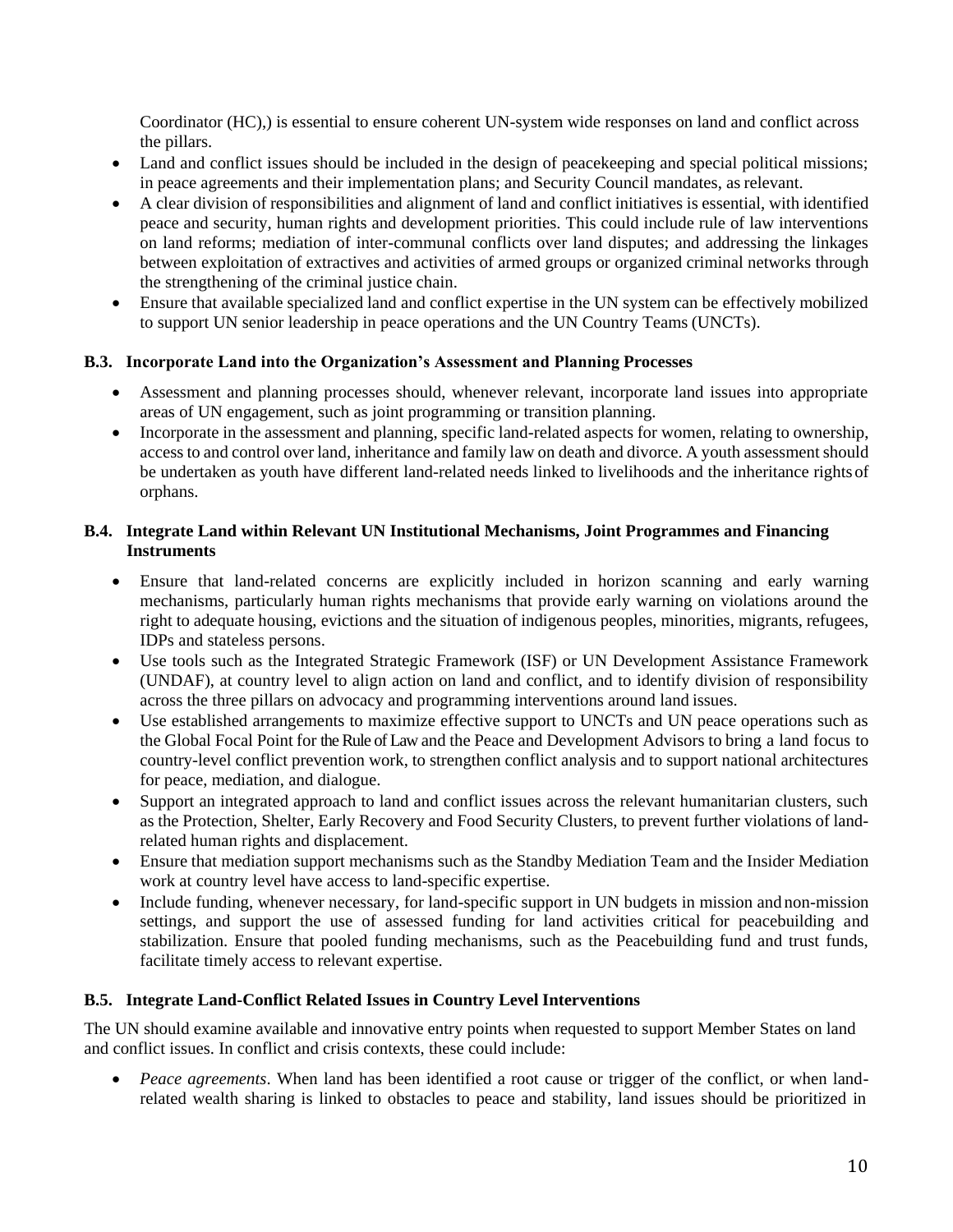Coordinator (HC),) is essential to ensure coherent UN-system wide responses on land and conflict across the pillars.

- Land and conflict issues should be included in the design of peacekeeping and special political missions; in peace agreements and their implementation plans; and Security Council mandates, as relevant.
- A clear division of responsibilities and alignment of land and conflict initiatives is essential, with identified peace and security, human rights and development priorities. This could include rule of law interventions on land reforms; mediation of inter-communal conflicts over land disputes; and addressing the linkages between exploitation of extractives and activities of armed groups or organized criminal networks through the strengthening of the criminal justice chain.
- Ensure that available specialized land and conflict expertise in the UN system can be effectively mobilized to support UN senior leadership in peace operations and the UN Country Teams (UNCTs).

### B.3. Incorporate Land into the Organization's Assessment and Planning Processes

- Assessment and planning processes should, whenever relevant, incorporate land issues into appropriate areas of UN engagement, such as joint programming or transition planning.
- Incorporate in the assessment and planning, specific land-related aspects for women, relating to ownership, access to and control over land, inheritance and family law on death and divorce. A youth assessment should be undertaken as youth have different land-related needs linked to livelihoods and the inheritance rights of orphans.

### B.4. Integrate Land within Relevant UN Institutional Mechanisms, Joint Programmes and Financing Instruments

- Ensure that land-related concerns are explicitly included in horizon scanning and early warning mechanisms, particularly human rights mechanisms that provide early warning on violations around the right to adequate housing, evictions and the situation of indigenous peoples, minorities, migrants, refugees, IDPs and stateless persons.
- Use tools such as the Integrated Strategic Framework (ISF) or UN Development Assistance Framework (UNDAF), at country level to align action on land and conflict, and to identify division of responsibility across the three pillars on advocacy and programming interventions around land issues.
- Use established arrangements to maximize effective support to UNCTs and UN peace operations such as the Global Focal Point for the Rule of Law and the Peace and Development Advisors to bring a land focus to country-level conflict prevention work, to strengthen conflict analysis and to support national architectures for peace, mediation, and dialogue.
- Support an integrated approach to land and conflict issues across the relevant humanitarian clusters, such as the Protection, Shelter, Early Recovery and Food Security Clusters, to prevent further violations of land-related human rights and displacement.
- Ensure that mediation support mechanisms such as the Standby Mediation Team and the Insider Mediation work at country level have access to land-specific expertise.
- Include funding, whenever necessary, for land-specific support in UN budgets in mission and non-mission settings, and support the use of assessed funding for land activities critical for peacebuilding and stabilization. Ensure that pooled funding mechanisms, such as the Peacebuilding fund and trust funds, facilitate timely access to relevant expertise.

### B.5. Integrate Land-Conflict Related Issues in Country Level Interventions

The UN should examine available and innovative entry points when requested to support Member States on land and conflict issues. In conflict and crisis contexts, these could include:

- *Peace agreements*. When land has been identified a root cause or trigger of the conflict, or when land-related wealth sharing is linked to obstacles to peace and stability, land issues should be prioritized in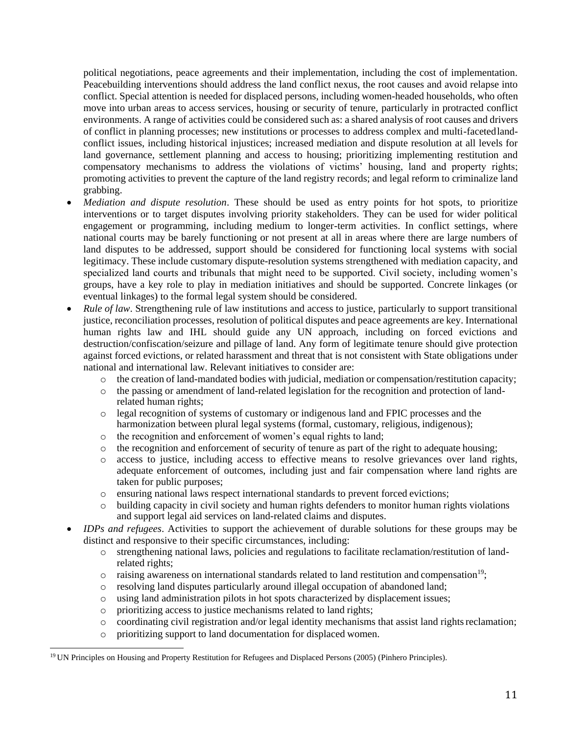political negotiations, peace agreements and their implementation, including the cost of implementation. Peacebuilding interventions should address the land conflict nexus, the root causes and avoid relapse into conflict. Special attention is needed for displaced persons, including women-headed households, who often move into urban areas to access services, housing or security of tenure, particularly in protracted conflict environments. A range of activities could be considered such as: a shared analysis of root causes and drivers of conflict in planning processes; new institutions or processes to address complex and multi-faceted land-conflict issues, including historical injustices; increased mediation and dispute resolution at all levels for land governance, settlement planning and access to housing; prioritizing implementing restitution and compensatory mechanisms to address the violations of victims' housing, land and property rights; promoting activities to prevent the capture of the land registry records; and legal reform to criminalize land grabbing.

- *Mediation and dispute resolution*. These should be used as entry points for hot spots, to prioritize interventions or to target disputes involving priority stakeholders. They can be used for wider political engagement or programming, including medium to longer-term activities. In conflict settings, where national courts may be barely functioning or not present at all in areas where there are large numbers of land disputes to be addressed, support should be considered for functioning local systems with social legitimacy. These include customary dispute-resolution systems strengthened with mediation capacity, and specialized land courts and tribunals that might need to be supported. Civil society, including women's groups, have a key role to play in mediation initiatives and should be supported. Concrete linkages (or eventual linkages) to the formal legal system should be considered.
- *Rule of law*. Strengthening rule of law institutions and access to justice, particularly to support transitional justice, reconciliation processes, resolution of political disputes and peace agreements are key. International human rights law and IHL should guide any UN approach, including on forced evictions and destruction/confiscation/seizure and pillage of land. Any form of legitimate tenure should give protection against forced evictions, or related harassment and threat that is not consistent with State obligations under national and international law. Relevant initiatives to consider are:
  - the creation of land-mandated bodies with judicial, mediation or compensation/restitution capacity;
  - the passing or amendment of land-related legislation for the recognition and protection of land-related human rights;
  - legal recognition of systems of customary or indigenous land and FPIC processes and the harmonization between plural legal systems (formal, customary, religious, indigenous);
  - the recognition and enforcement of women's equal rights to land;
  - the recognition and enforcement of security of tenure as part of the right to adequate housing;
  - access to justice, including access to effective means to resolve grievances over land rights, adequate enforcement of outcomes, including just and fair compensation where land rights are taken for public purposes;
  - ensuring national laws respect international standards to prevent forced evictions;
  - building capacity in civil society and human rights defenders to monitor human rights violations and support legal aid services on land-related claims and disputes.
- *IDPs and refugees*. Activities to support the achievement of durable solutions for these groups may be distinct and responsive to their specific circumstances, including:
  - strengthening national laws, policies and regulations to facilitate reclamation/restitution of land-related rights;
  - raising awareness on international standards related to land restitution and compensation[19];
  - resolving land disputes particularly around illegal occupation of abandoned land;
  - using land administration pilots in hot spots characterized by displacement issues;
  - prioritizing access to justice mechanisms related to land rights;
  - coordinating civil registration and/or legal identity mechanisms that assist land rights reclamation;
  - prioritizing support to land documentation for displaced women.

[19] UN Principles on Housing and Property Restitution for Refugees and Displaced Persons (2005) (Pinhero Principles).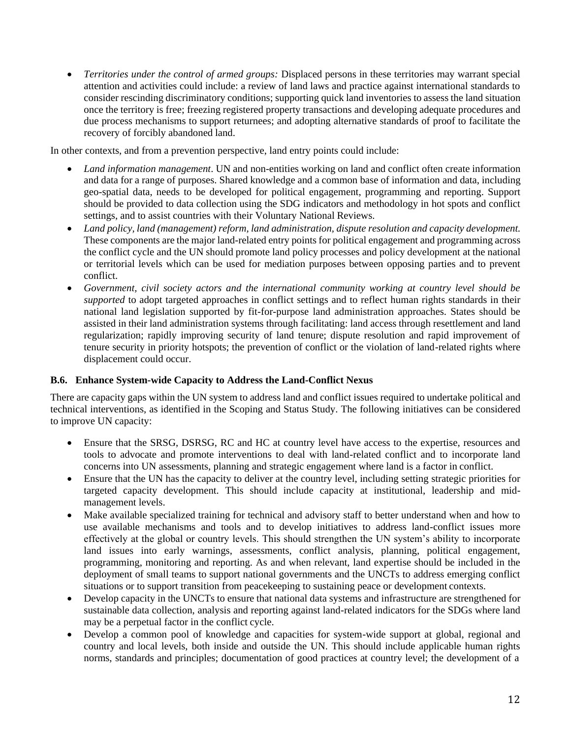- *Territories under the control of armed groups:* Displaced persons in these territories may warrant special attention and activities could include: a review of land laws and practice against international standards to consider rescinding discriminatory conditions; supporting quick land inventories to assess the land situation once the territory is free; freezing registered property transactions and developing adequate procedures and due process mechanisms to support returnees; and adopting alternative standards of proof to facilitate the recovery of forcibly abandoned land.

In other contexts, and from a prevention perspective, land entry points could include:

- *Land information management*. UN and non-entities working on land and conflict often create information and data for a range of purposes. Shared knowledge and a common base of information and data, including geo-spatial data, needs to be developed for political engagement, programming and reporting. Support should be provided to data collection using the SDG indicators and methodology in hot spots and conflict settings, and to assist countries with their Voluntary National Reviews.
- *Land policy, land (management) reform, land administration, dispute resolution and capacity development.* These components are the major land-related entry points for political engagement and programming across the conflict cycle and the UN should promote land policy processes and policy development at the national or territorial levels which can be used for mediation purposes between opposing parties and to prevent conflict.
- *Government, civil society actors and the international community working at country level should be supported* to adopt targeted approaches in conflict settings and to reflect human rights standards in their national land legislation supported by fit-for-purpose land administration approaches. States should be assisted in their land administration systems through facilitating: land access through resettlement and land regularization; rapidly improving security of land tenure; dispute resolution and rapid improvement of tenure security in priority hotspots; the prevention of conflict or the violation of land-related rights where displacement could occur.

### B.6. Enhance System-wide Capacity to Address the Land-Conflict Nexus

There are capacity gaps within the UN system to address land and conflict issues required to undertake political and technical interventions, as identified in the Scoping and Status Study. The following initiatives can be considered to improve UN capacity:

- Ensure that the SRSG, DSRSG, RC and HC at country level have access to the expertise, resources and tools to advocate and promote interventions to deal with land-related conflict and to incorporate land concerns into UN assessments, planning and strategic engagement where land is a factor in conflict.
- Ensure that the UN has the capacity to deliver at the country level, including setting strategic priorities for targeted capacity development. This should include capacity at institutional, leadership and mid-management levels.
- Make available specialized training for technical and advisory staff to better understand when and how to use available mechanisms and tools and to develop initiatives to address land-conflict issues more effectively at the global or country levels. This should strengthen the UN system's ability to incorporate land issues into early warnings, assessments, conflict analysis, planning, political engagement, programming, monitoring and reporting. As and when relevant, land expertise should be included in the deployment of small teams to support national governments and the UNCTs to address emerging conflict situations or to support transition from peacekeeping to sustaining peace or development contexts.
- Develop capacity in the UNCTs to ensure that national data systems and infrastructure are strengthened for sustainable data collection, analysis and reporting against land-related indicators for the SDGs where land may be a perpetual factor in the conflict cycle.
- Develop a common pool of knowledge and capacities for system-wide support at global, regional and country and local levels, both inside and outside the UN. This should include applicable human rights norms, standards and principles; documentation of good practices at country level; the development of a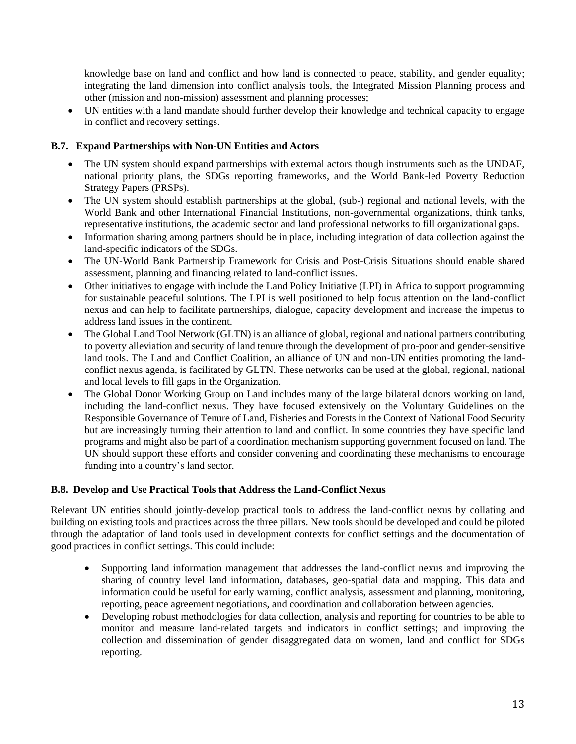knowledge base on land and conflict and how land is connected to peace, stability, and gender equality; integrating the land dimension into conflict analysis tools, the Integrated Mission Planning process and other (mission and non-mission) assessment and planning processes;

- UN entities with a land mandate should further develop their knowledge and technical capacity to engage in conflict and recovery settings.

### B.7. Expand Partnerships with Non-UN Entities and Actors

- The UN system should expand partnerships with external actors though instruments such as the UNDAF, national priority plans, the SDGs reporting frameworks, and the World Bank-led Poverty Reduction Strategy Papers (PRSPs).
- The UN system should establish partnerships at the global, (sub-) regional and national levels, with the World Bank and other International Financial Institutions, non-governmental organizations, think tanks, representative institutions, the academic sector and land professional networks to fill organizational gaps.
- Information sharing among partners should be in place, including integration of data collection against the land-specific indicators of the SDGs.
- The UN-World Bank Partnership Framework for Crisis and Post-Crisis Situations should enable shared assessment, planning and financing related to land-conflict issues.
- Other initiatives to engage with include the Land Policy Initiative (LPI) in Africa to support programming for sustainable peaceful solutions. The LPI is well positioned to help focus attention on the land-conflict nexus and can help to facilitate partnerships, dialogue, capacity development and increase the impetus to address land issues in the continent.
- The Global Land Tool Network (GLTN) is an alliance of global, regional and national partners contributing to poverty alleviation and security of land tenure through the development of pro-poor and gender-sensitive land tools. The Land and Conflict Coalition, an alliance of UN and non-UN entities promoting the land-conflict nexus agenda, is facilitated by GLTN. These networks can be used at the global, regional, national and local levels to fill gaps in the Organization.
- The Global Donor Working Group on Land includes many of the large bilateral donors working on land, including the land-conflict nexus. They have focused extensively on the Voluntary Guidelines on the Responsible Governance of Tenure of Land, Fisheries and Forests in the Context of National Food Security but are increasingly turning their attention to land and conflict. In some countries they have specific land programs and might also be part of a coordination mechanism supporting government focused on land. The UN should support these efforts and consider convening and coordinating these mechanisms to encourage funding into a country's land sector.

### B.8. Develop and Use Practical Tools that Address the Land-Conflict Nexus

Relevant UN entities should jointly-develop practical tools to address the land-conflict nexus by collating and building on existing tools and practices across the three pillars. New tools should be developed and could be piloted through the adaptation of land tools used in development contexts for conflict settings and the documentation of good practices in conflict settings. This could include:

- Supporting land information management that addresses the land-conflict nexus and improving the sharing of country level land information, databases, geo-spatial data and mapping. This data and information could be useful for early warning, conflict analysis, assessment and planning, monitoring, reporting, peace agreement negotiations, and coordination and collaboration between agencies.
- Developing robust methodologies for data collection, analysis and reporting for countries to be able to monitor and measure land-related targets and indicators in conflict settings; and improving the collection and dissemination of gender disaggregated data on women, land and conflict for SDGs reporting.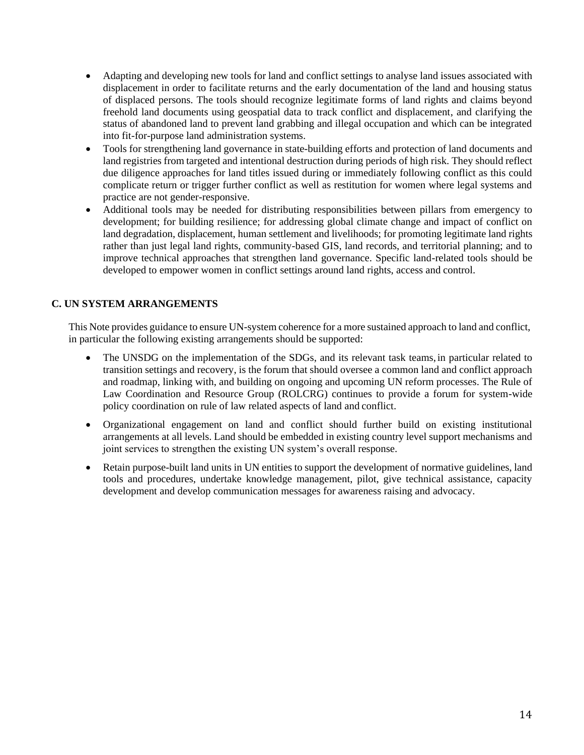- Adapting and developing new tools for land and conflict settings to analyse land issues associated with displacement in order to facilitate returns and the early documentation of the land and housing status of displaced persons. The tools should recognize legitimate forms of land rights and claims beyond freehold land documents using geospatial data to track conflict and displacement, and clarifying the status of abandoned land to prevent land grabbing and illegal occupation and which can be integrated into fit-for-purpose land administration systems.
- Tools for strengthening land governance in state-building efforts and protection of land documents and land registries from targeted and intentional destruction during periods of high risk. They should reflect due diligence approaches for land titles issued during or immediately following conflict as this could complicate return or trigger further conflict as well as restitution for women where legal systems and practice are not gender-responsive.
- Additional tools may be needed for distributing responsibilities between pillars from emergency to development; for building resilience; for addressing global climate change and impact of conflict on land degradation, displacement, human settlement and livelihoods; for promoting legitimate land rights rather than just legal land rights, community-based GIS, land records, and territorial planning; and to improve technical approaches that strengthen land governance. Specific land-related tools should be developed to empower women in conflict settings around land rights, access and control.

### C. UN SYSTEM ARRANGEMENTS

This Note provides guidance to ensure UN-system coherence for a more sustained approach to land and conflict, in particular the following existing arrangements should be supported:

- The UNSDG on the implementation of the SDGs, and its relevant task teams, in particular related to transition settings and recovery, is the forum that should oversee a common land and conflict approach and roadmap, linking with, and building on ongoing and upcoming UN reform processes. The Rule of Law Coordination and Resource Group (ROLCRG) continues to provide a forum for system-wide policy coordination on rule of law related aspects of land and conflict.
- Organizational engagement on land and conflict should further build on existing institutional arrangements at all levels. Land should be embedded in existing country level support mechanisms and joint services to strengthen the existing UN system's overall response.
- Retain purpose-built land units in UN entities to support the development of normative guidelines, land tools and procedures, undertake knowledge management, pilot, give technical assistance, capacity development and develop communication messages for awareness raising and advocacy.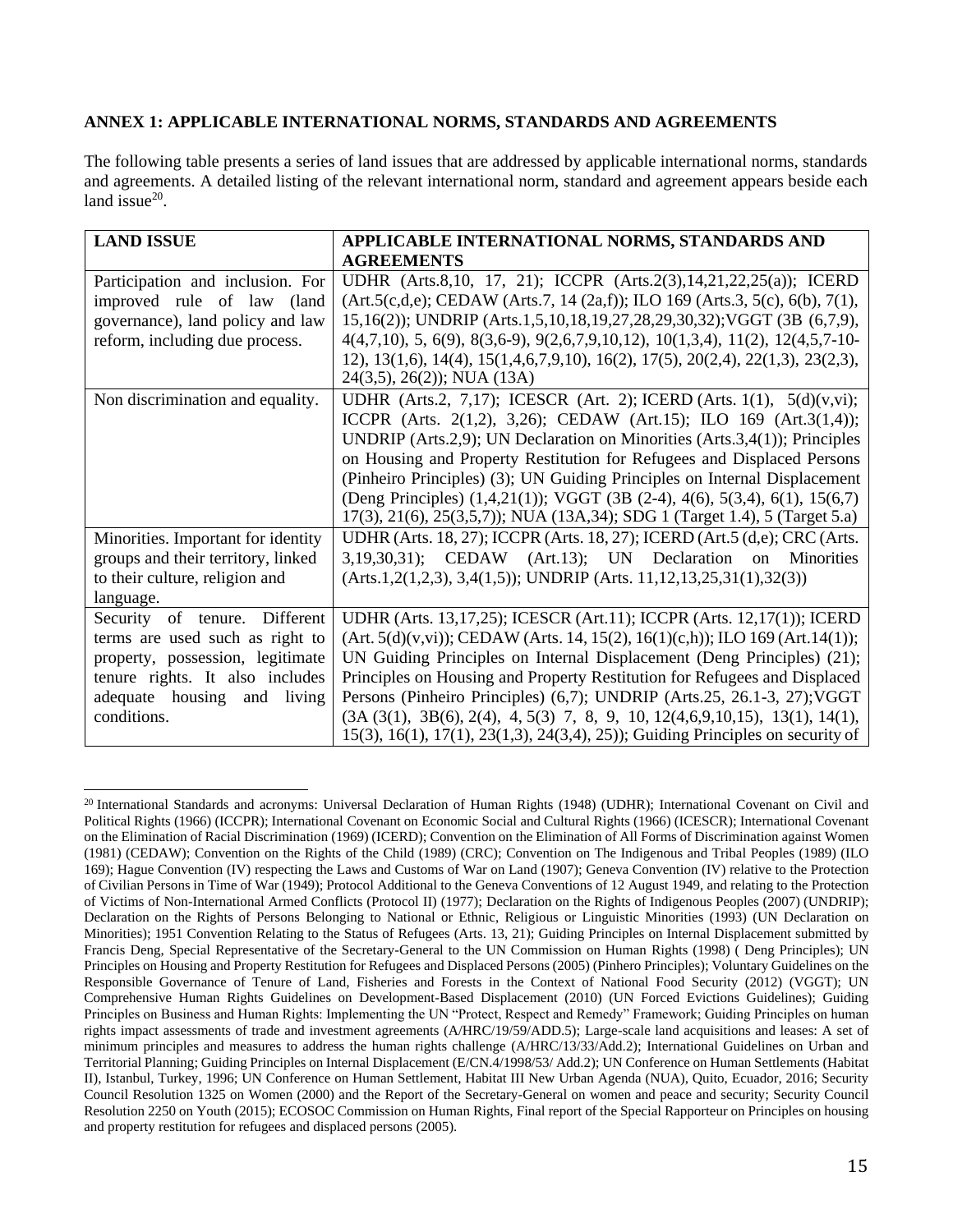**ANNEX 1: APPLICABLE INTERNATIONAL NORMS, STANDARDS AND AGREEMENTS**

The following table presents a series of land issues that are addressed by applicable international norms, standards and agreements. A detailed listing of the relevant international norm, standard and agreement appears beside each land issue[20].

| LAND ISSUE | APPLICABLE INTERNATIONAL NORMS, STANDARDS AND AGREEMENTS |
|---|---|
| Participation and inclusion. For improved rule of law (land governance), land policy and law reform, including due process. | UDHR (Arts.8,10, 17, 21); ICCPR (Arts.2(3),14,21,22,25(a)); ICERD (Art.5(c,d,e); CEDAW (Arts.7, 14 (2a,f)); ILO 169 (Arts.3, 5(c), 6(b), 7(1), 15,16(2)); UNDRIP (Arts.1,5,10,18,19,27,28,29,30,32);VGGT (3B (6,7,9), 4(4,7,10), 5, 6(9), 8(3,6-9), 9(2,6,7,9,10,12), 10(1,3,4), 11(2), 12(4,5,7-10-12), 13(1,6), 14(4), 15(1,4,6,7,9,10), 16(2), 17(5), 20(2,4), 22(1,3), 23(2,3), 24(3,5), 26(2)); NUA (13A) |
| Non discrimination and equality. | UDHR (Arts.2, 7,17); ICESCR (Art. 2); ICERD (Arts. 1(1), 5(d)(v,vi); ICCPR (Arts. 2(1,2), 3,26); CEDAW (Art.15); ILO 169 (Art.3(1,4)); UNDRIP (Arts.2,9); UN Declaration on Minorities (Arts.3,4(1)); Principles on Housing and Property Restitution for Refugees and Displaced Persons (Pinheiro Principles) (3); UN Guiding Principles on Internal Displacement (Deng Principles) (1,4,21(1)); VGGT (3B (2-4), 4(6), 5(3,4), 6(1), 15(6,7) 17(3), 21(6), 25(3,5,7)); NUA (13A,34); SDG 1 (Target 1.4), 5 (Target 5.a) |
| Minorities. Important for identity groups and their territory, linked to their culture, religion and language. | UDHR (Arts. 18, 27); ICCPR (Arts. 18, 27); ICERD (Art.5 (d,e); CRC (Arts. 3,19,30,31); CEDAW (Art.13); UN Declaration on Minorities (Arts.1,2(1,2,3), 3,4(1,5)); UNDRIP (Arts. 11,12,13,25,31(1),32(3)) |
| Security of tenure. Different terms are used such as right to property, possession, legitimate tenure rights. It also includes adequate housing and living conditions. | UDHR (Arts. 13,17,25); ICESCR (Art.11); ICCPR (Arts. 12,17(1)); ICERD (Art. 5(d)(v,vi)); CEDAW (Arts. 14, 15(2), 16(1)(c,h)); ILO 169 (Art.14(1)); UN Guiding Principles on Internal Displacement (Deng Principles) (21); Principles on Housing and Property Restitution for Refugees and Displaced Persons (Pinheiro Principles) (6,7); UNDRIP (Arts.25, 26.1-3, 27);VGGT (3A (3(1), 3B(6), 2(4), 4, 5(3) 7, 8, 9, 10, 12(4,6,9,10,15), 13(1), 14(1), 15(3), 16(1), 17(1), 23(1,3), 24(3,4), 25)); Guiding Principles on security of |

[20] International Standards and acronyms: Universal Declaration of Human Rights (1948) (UDHR); International Covenant on Civil and Political Rights (1966) (ICCPR); International Covenant on Economic Social and Cultural Rights (1966) (ICESCR); International Covenant on the Elimination of Racial Discrimination (1969) (ICERD); Convention on the Elimination of All Forms of Discrimination against Women (1981) (CEDAW); Convention on the Rights of the Child (1989) (CRC); Convention on The Indigenous and Tribal Peoples (1989) (ILO 169); Hague Convention (IV) respecting the Laws and Customs of War on Land (1907); Geneva Convention (IV) relative to the Protection of Civilian Persons in Time of War (1949); Protocol Additional to the Geneva Conventions of 12 August 1949, and relating to the Protection of Victims of Non-International Armed Conflicts (Protocol II) (1977); Declaration on the Rights of Indigenous Peoples (2007) (UNDRIP); Declaration on the Rights of Persons Belonging to National or Ethnic, Religious or Linguistic Minorities (1993) (UN Declaration on Minorities); 1951 Convention Relating to the Status of Refugees (Arts. 13, 21); Guiding Principles on Internal Displacement submitted by Francis Deng, Special Representative of the Secretary-General to the UN Commission on Human Rights (1998) ( Deng Principles); UN Principles on Housing and Property Restitution for Refugees and Displaced Persons (2005) (Pinhero Principles); Voluntary Guidelines on the Responsible Governance of Tenure of Land, Fisheries and Forests in the Context of National Food Security (2012) (VGGT); UN Comprehensive Human Rights Guidelines on Development-Based Displacement (2010) (UN Forced Evictions Guidelines); Guiding Principles on Business and Human Rights: Implementing the UN "Protect, Respect and Remedy" Framework; Guiding Principles on human rights impact assessments of trade and investment agreements (A/HRC/19/59/ADD.5); Large-scale land acquisitions and leases: A set of minimum principles and measures to address the human rights challenge (A/HRC/13/33/Add.2); International Guidelines on Urban and Territorial Planning; Guiding Principles on Internal Displacement (E/CN.4/1998/53/ Add.2); UN Conference on Human Settlements (Habitat II), Istanbul, Turkey, 1996; UN Conference on Human Settlement, Habitat III New Urban Agenda (NUA), Quito, Ecuador, 2016; Security Council Resolution 1325 on Women (2000) and the Report of the Secretary-General on women and peace and security; Security Council Resolution 2250 on Youth (2015); ECOSOC Commission on Human Rights, Final report of the Special Rapporteur on Principles on housing and property restitution for refugees and displaced persons (2005).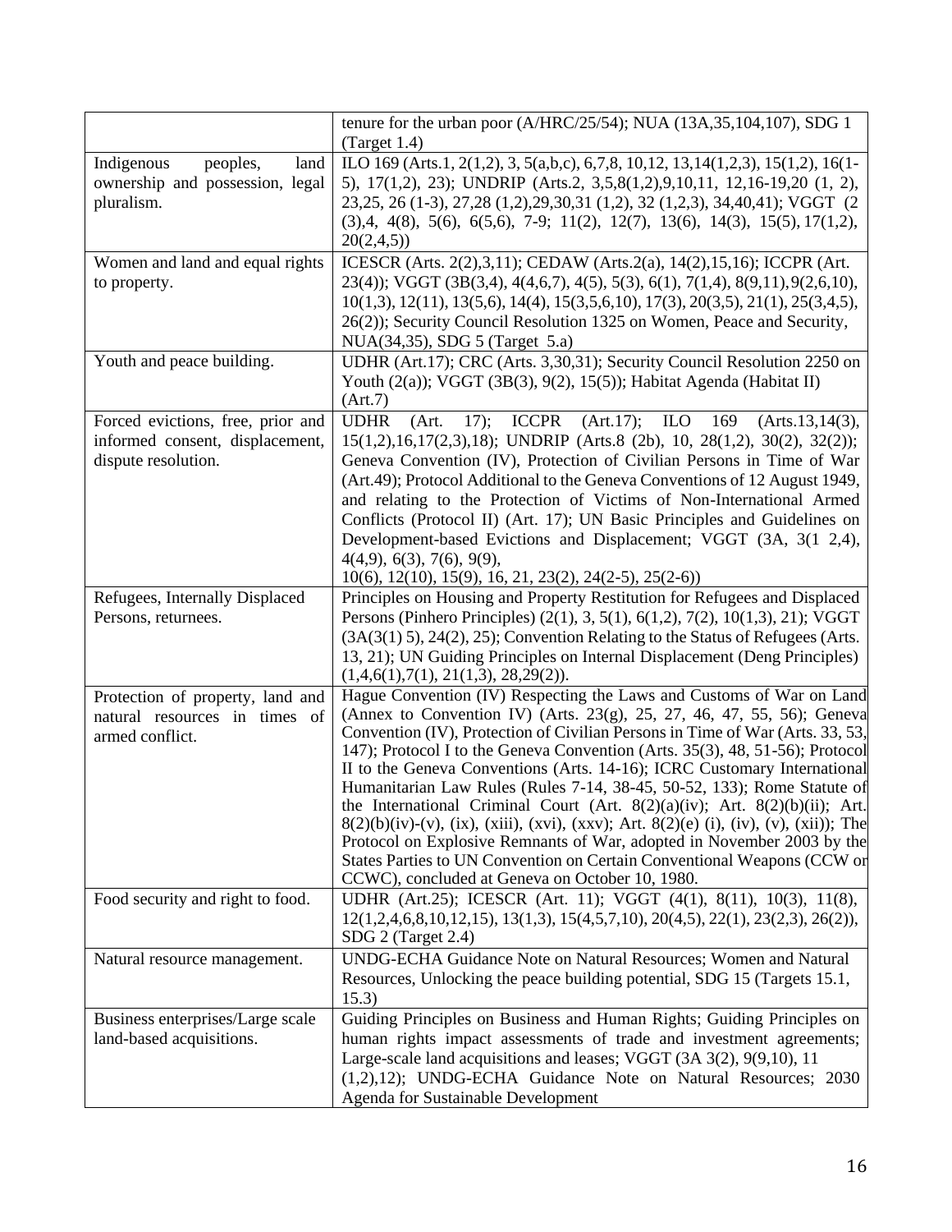| | |
|---|---|
| | tenure for the urban poor (A/HRC/25/54); NUA (13A,35,104,107), SDG 1 (Target 1.4) |
| Indigenous peoples, land ownership and possession, legal pluralism. | ILO 169 (Arts.1, 2(1,2), 3, 5(a,b,c), 6,7,8, 10,12, 13,14(1,2,3), 15(1,2), 16(1-5), 17(1,2), 23); UNDRIP (Arts.2, 3,5,8(1,2),9,10,11, 12,16-19,20 (1, 2), 23,25, 26 (1-3), 27,28 (1,2),29,30,31 (1,2), 32 (1,2,3), 34,40,41); VGGT (2 (3),4, 4(8), 5(6), 6(5,6), 7-9; 11(2), 12(7), 13(6), 14(3), 15(5), 17(1,2), 20(2,4,5)) |
| Women and land and equal rights to property. | ICESCR (Arts. 2(2),3,11); CEDAW (Arts.2(a), 14(2),15,16); ICCPR (Art. 23(4)); VGGT (3B(3,4), 4(4,6,7), 4(5), 5(3), 6(1), 7(1,4), 8(9,11), 9(2,6,10), 10(1,3), 12(11), 13(5,6), 14(4), 15(3,5,6,10), 17(3), 20(3,5), 21(1), 25(3,4,5), 26(2)); Security Council Resolution 1325 on Women, Peace and Security, NUA(34,35), SDG 5 (Target 5.a) |
| Youth and peace building. | UDHR (Art.17); CRC (Arts. 3,30,31); Security Council Resolution 2250 on Youth (2(a)); VGGT (3B(3), 9(2), 15(5)); Habitat Agenda (Habitat II) (Art.7) |
| Forced evictions, free, prior and informed consent, displacement, dispute resolution. | UDHR (Art. 17); ICCPR (Art.17); ILO 169 (Arts.13,14(3), 15(1,2),16,17(2,3),18); UNDRIP (Arts.8 (2b), 10, 28(1,2), 30(2), 32(2)); Geneva Convention (IV), Protection of Civilian Persons in Time of War (Art.49); Protocol Additional to the Geneva Conventions of 12 August 1949, and relating to the Protection of Victims of Non-International Armed Conflicts (Protocol II) (Art. 17); UN Basic Principles and Guidelines on Development-based Evictions and Displacement; VGGT (3A, 3(1 2,4), 4(4,9), 6(3), 7(6), 9(9), 10(6), 12(10), 15(9), 16, 21, 23(2), 24(2-5), 25(2-6)) |
| Refugees, Internally Displaced Persons, returnees. | Principles on Housing and Property Restitution for Refugees and Displaced Persons (Pinhero Principles) (2(1), 3, 5(1), 6(1,2), 7(2), 10(1,3), 21); VGGT (3A(3(1) 5), 24(2), 25); Convention Relating to the Status of Refugees (Arts. 13, 21); UN Guiding Principles on Internal Displacement (Deng Principles) (1,4,6(1),7(1), 21(1,3), 28,29(2)). |
| Protection of property, land and natural resources in times of armed conflict. | Hague Convention (IV) Respecting the Laws and Customs of War on Land (Annex to Convention IV) (Arts. 23(g), 25, 27, 46, 47, 55, 56); Geneva Convention (IV), Protection of Civilian Persons in Time of War (Arts. 33, 53, 147); Protocol I to the Geneva Convention (Arts. 35(3), 48, 51-56); Protocol II to the Geneva Conventions (Arts. 14-16); ICRC Customary International Humanitarian Law Rules (Rules 7-14, 38-45, 50-52, 133); Rome Statute of the International Criminal Court (Art. 8(2)(a)(iv); Art. 8(2)(b)(ii); Art. 8(2)(b)(iv)-(v), (ix), (xiii), (xvi), (xxv); Art. 8(2)(e) (i), (iv), (v), (xii)); The Protocol on Explosive Remnants of War, adopted in November 2003 by the States Parties to UN Convention on Certain Conventional Weapons (CCW or CCWC), concluded at Geneva on October 10, 1980. |
| Food security and right to food. | UDHR (Art.25); ICESCR (Art. 11); VGGT (4(1), 8(11), 10(3), 11(8), 12(1,2,4,6,8,10,12,15), 13(1,3), 15(4,5,7,10), 20(4,5), 22(1), 23(2,3), 26(2)), SDG 2 (Target 2.4) |
| Natural resource management. | UNDG-ECHA Guidance Note on Natural Resources; Women and Natural Resources, Unlocking the peace building potential, SDG 15 (Targets 15.1, 15.3) |
| Business enterprises/Large scale land-based acquisitions. | Guiding Principles on Business and Human Rights; Guiding Principles on human rights impact assessments of trade and investment agreements; Large-scale land acquisitions and leases; VGGT (3A 3(2), 9(9,10), 11 (1,2),12); UNDG-ECHA Guidance Note on Natural Resources; 2030 Agenda for Sustainable Development |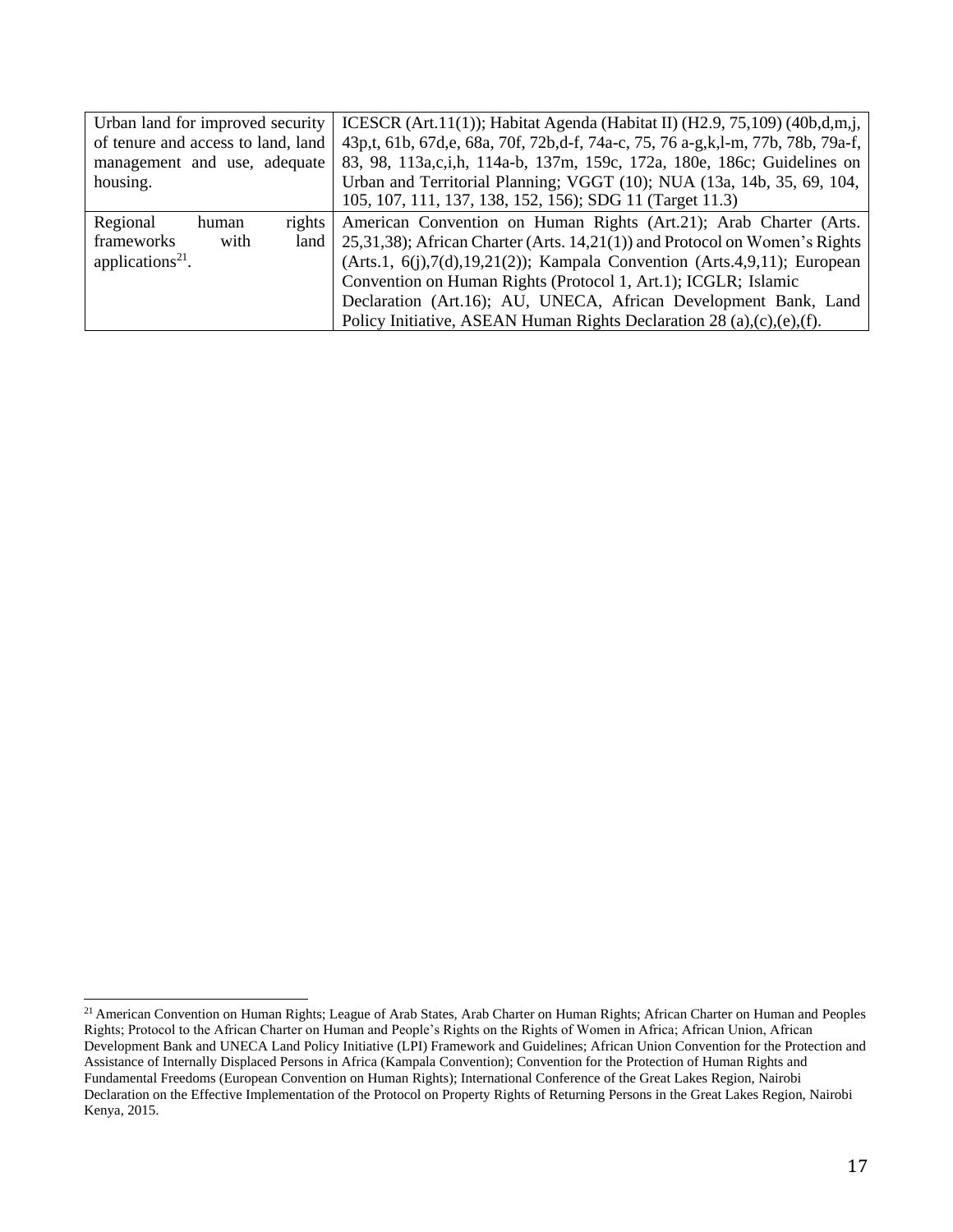| | |
|---|---|
| Urban land for improved security of tenure and access to land, land management and use, adequate housing. | ICESCR (Art.11(1)); Habitat Agenda (Habitat II) (H2.9, 75,109) (40b,d,m,j, 43p,t, 61b, 67d,e, 68a, 70f, 72b,d-f, 74a-c, 75, 76 a-g,k,l-m, 77b, 78b, 79a-f, 83, 98, 113a,c,i,h, 114a-b, 137m, 159c, 172a, 180e, 186c; Guidelines on Urban and Territorial Planning; VGGT (10); NUA (13a, 14b, 35, 69, 104, 105, 107, 111, 137, 138, 152, 156); SDG 11 (Target 11.3) |
| Regional human rights frameworks with land applications[21]. | American Convention on Human Rights (Art.21); Arab Charter (Arts. 25,31,38); African Charter (Arts. 14,21(1)) and Protocol on Women's Rights (Arts.1, 6(j),7(d),19,21(2)); Kampala Convention (Arts.4,9,11); European Convention on Human Rights (Protocol 1, Art.1); ICGLR; Islamic Declaration (Art.16); AU, UNECA, African Development Bank, Land Policy Initiative, ASEAN Human Rights Declaration 28 (a),(c),(e),(f). |

[21] American Convention on Human Rights; League of Arab States, Arab Charter on Human Rights; African Charter on Human and Peoples Rights; Protocol to the African Charter on Human and People's Rights on the Rights of Women in Africa; African Union, African Development Bank and UNECA Land Policy Initiative (LPI) Framework and Guidelines; African Union Convention for the Protection and Assistance of Internally Displaced Persons in Africa (Kampala Convention); Convention for the Protection of Human Rights and Fundamental Freedoms (European Convention on Human Rights); International Conference of the Great Lakes Region, Nairobi Declaration on the Effective Implementation of the Protocol on Property Rights of Returning Persons in the Great Lakes Region, Nairobi Kenya, 2015.